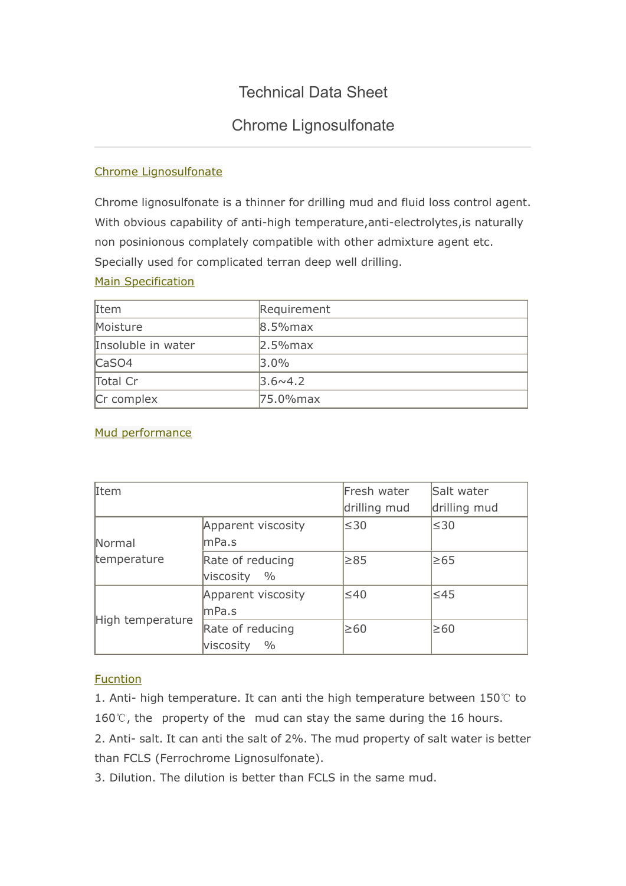# Technical Data Sheet

# Chrome Lignosulfonate

## Chrome Lignosulfonate

Chrome lignosulfonate is a thinner for drilling mud and fluid loss control agent. With obvious capability of anti-high temperature,anti-electrolytes,is naturally non posinionous complately compatible with other admixture agent etc. Specially used for complicated terran deep well drilling.

## Main Specification

| Item | Requirement |
|---|---|
| Moisture | 8.5%max |
| Insoluble in water | 2.5%max |
| $CaSO_4$ | 3.0% |
| Total Cr | 3.6~4.2 |
| Cr complex | 75.0%max |

## Mud performance

| Item | | Fresh water drilling mud | Salt water drilling mud |
|---|---|---|---|
| Normal temperature | Apparent viscosity mPa.s | ≤30 | ≤30 |
| | Rate of reducing viscosity % | ≥85 | ≥65 |
| High temperature | Apparent viscosity mPa.s | ≤40 | ≤45 |
| | Rate of reducing viscosity % | ≥60 | ≥60 |

## Fucntion

1. Anti- high temperature. It can anti the high temperature between 150℃ to 160℃, the property of the mud can stay the same during the 16 hours.
2. Anti- salt. It can anti the salt of 2%. The mud property of salt water is better than FCLS (Ferrochrome Lignosulfonate).
3. Dilution. The dilution is better than FCLS in the same mud.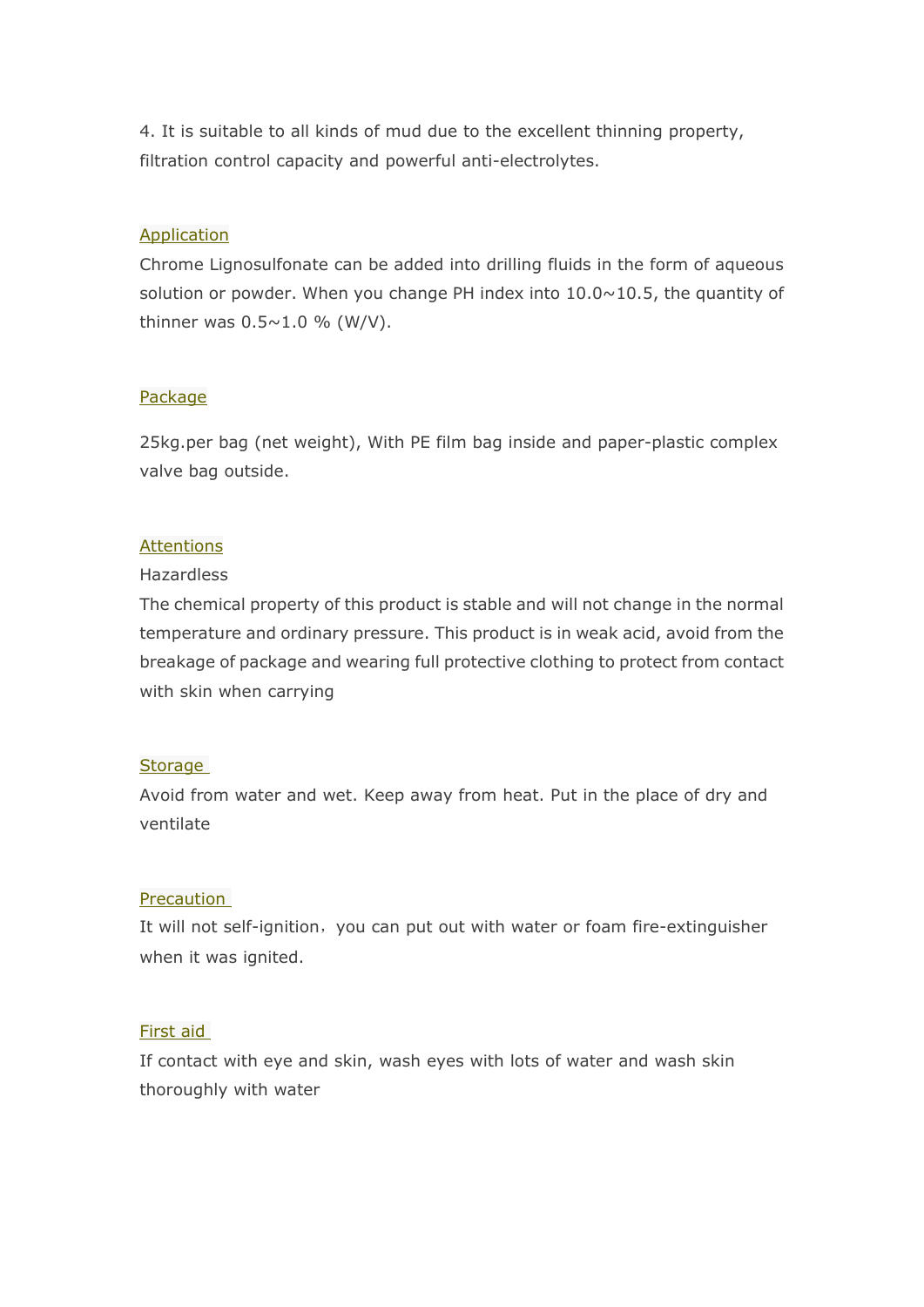4. It is suitable to all kinds of mud due to the excellent thinning property, filtration control capacity and powerful anti-electrolytes.

## Application

Chrome Lignosulfonate can be added into drilling fluids in the form of aqueous solution or powder. When you change PH index into 10.0~10.5, the quantity of thinner was 0.5~1.0 % (W/V).

## Package

25kg.per bag (net weight), With PE film bag inside and paper-plastic complex valve bag outside.

## Attentions

Hazardless

The chemical property of this product is stable and will not change in the normal temperature and ordinary pressure. This product is in weak acid, avoid from the breakage of package and wearing full protective clothing to protect from contact with skin when carrying

## Storage

Avoid from water and wet. Keep away from heat. Put in the place of dry and ventilate

## Precaution

It will not self-ignition，you can put out with water or foam fire-extinguisher when it was ignited.

## First aid

If contact with eye and skin, wash eyes with lots of water and wash skin thoroughly with water